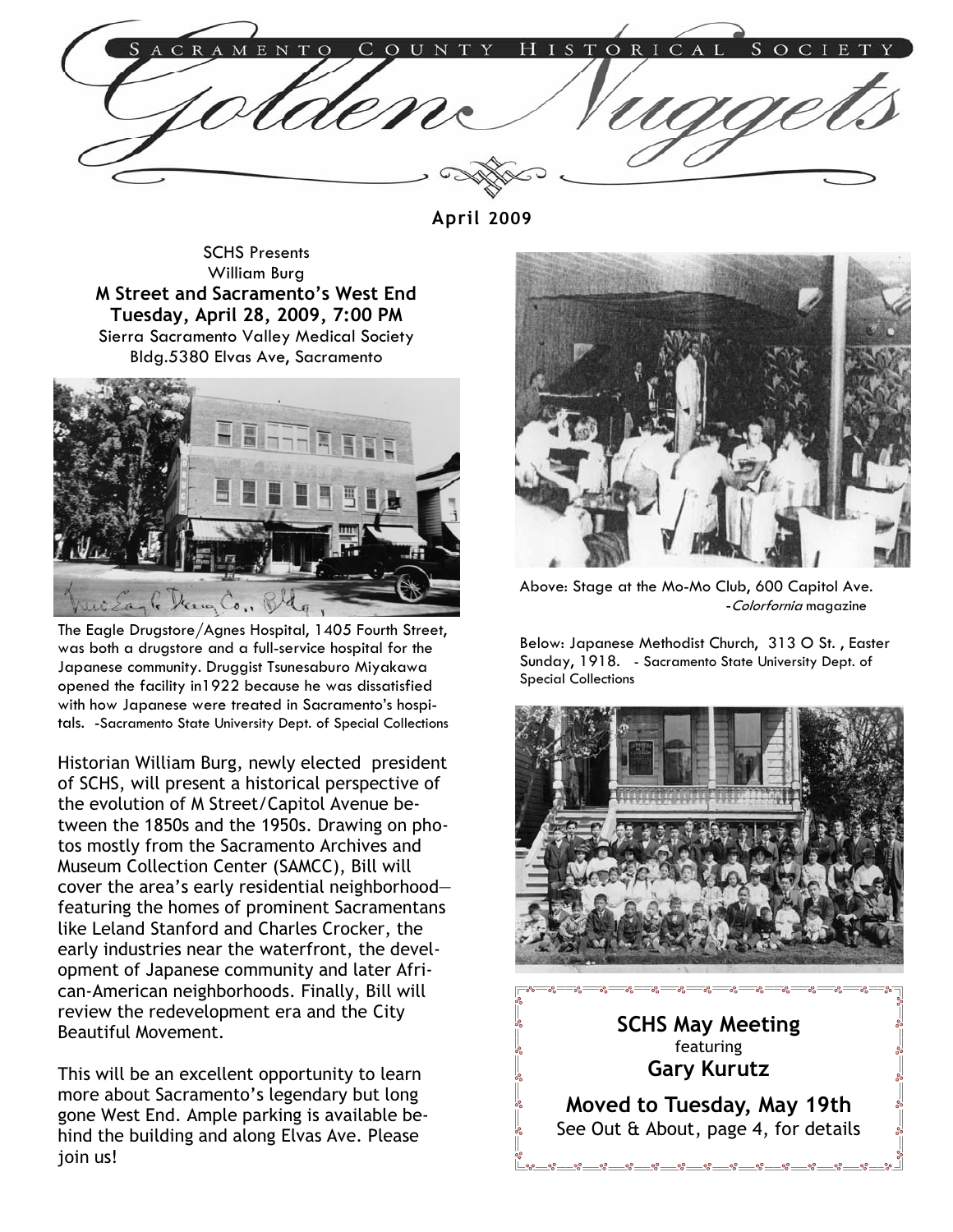# Sacramento County Historical Society Golden Nuggets

**April 2009**

SCHS Presents
William Burg
**M Street and Sacramento's West End**
**Tuesday, April 28, 2009, 7:00 PM**
Sierra Sacramento Valley Medical Society Bldg.5380 Elvas Ave, Sacramento

The Eagle Drugstore/Agnes Hospital, 1405 Fourth Street, was both a drugstore and a full-service hospital for the Japanese community. Druggist Tsunesaburo Miyakawa opened the facility in1922 because he was dissatisfied with how Japanese were treated in Sacramento's hospitals. -Sacramento State University Dept. of Special Collections

Historian William Burg, newly elected president of SCHS, will present a historical perspective of the evolution of M Street/Capitol Avenue between the 1850s and the 1950s. Drawing on photos mostly from the Sacramento Archives and Museum Collection Center (SAMCC), Bill will cover the area's early residential neighborhood—featuring the homes of prominent Sacramentans like Leland Stanford and Charles Crocker, the early industries near the waterfront, the development of Japanese community and later African-American neighborhoods. Finally, Bill will review the redevelopment era and the City Beautiful Movement.

This will be an excellent opportunity to learn more about Sacramento's legendary but long gone West End. Ample parking is available behind the building and along Elvas Ave. Please join us!

Above: Stage at the Mo-Mo Club, 600 Capitol Ave. -*Colorfornia* magazine

Below: Japanese Methodist Church, 313 O St. , Easter Sunday, 1918. - Sacramento State University Dept. of Special Collections

**SCHS May Meeting**
featuring
**Gary Kurutz**

**Moved to Tuesday, May 19th**
See Out & About, page 4, for details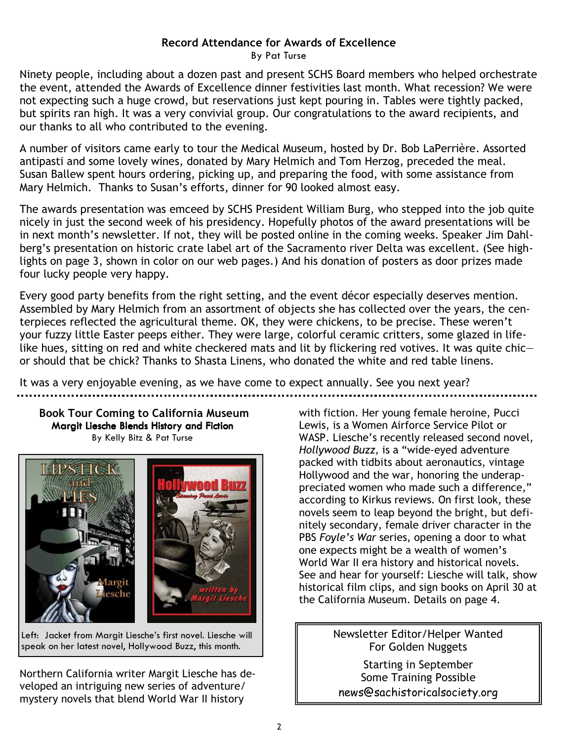## Record Attendance for Awards of Excellence

By Pat Turse

Ninety people, including about a dozen past and present SCHS Board members who helped orchestrate the event, attended the Awards of Excellence dinner festivities last month. What recession? We were not expecting such a huge crowd, but reservations just kept pouring in. Tables were tightly packed, but spirits ran high. It was a very convivial group. Our congratulations to the award recipients, and our thanks to all who contributed to the evening.

A number of visitors came early to tour the Medical Museum, hosted by Dr. Bob LaPerrière. Assorted antipasti and some lovely wines, donated by Mary Helmich and Tom Herzog, preceded the meal. Susan Ballew spent hours ordering, picking up, and preparing the food, with some assistance from Mary Helmich. Thanks to Susan's efforts, dinner for 90 looked almost easy.

The awards presentation was emceed by SCHS President William Burg, who stepped into the job quite nicely in just the second week of his presidency. Hopefully photos of the award presentations will be in next month's newsletter. If not, they will be posted online in the coming weeks. Speaker Jim Dahlberg's presentation on historic crate label art of the Sacramento river Delta was excellent. (See highlights on page 3, shown in color on our web pages.) And his donation of posters as door prizes made four lucky people very happy.

Every good party benefits from the right setting, and the event décor especially deserves mention. Assembled by Mary Helmich from an assortment of objects she has collected over the years, the centerpieces reflected the agricultural theme. OK, they were chickens, to be precise. These weren't your fuzzy little Easter peeps either. They were large, colorful ceramic critters, some glazed in lifelike hues, sitting on red and white checkered mats and lit by flickering red votives. It was quite chic—or should that be chick? Thanks to Shasta Linens, who donated the white and red table linens.

It was a very enjoyable evening, as we have come to expect annually. See you next year?

## Book Tour Coming to California Museum

### Margit Liesche Blends History and Fiction

By Kelly Bitz & Pat Turse

Left: Jacket from Margit Liesche's first novel. Liesche will speak on her latest novel, Hollywood Buzz, this month.

Northern California writer Margit Liesche has developed an intriguing new series of adventure/mystery novels that blend World War II history with fiction. Her young female heroine, Pucci Lewis, is a Women Airforce Service Pilot or WASP. Liesche's recently released second novel, *Hollywood Buzz,* is a "wide-eyed adventure packed with tidbits about aeronautics, vintage Hollywood and the war, honoring the underappreciated women who made such a difference," according to Kirkus reviews. On first look, these novels seem to leap beyond the bright, but definitely secondary, female driver character in the PBS *Foyle's War* series, opening a door to what one expects might be a wealth of women's World War II era history and historical novels. See and hear for yourself: Liesche will talk, show historical film clips, and sign books on April 30 at the California Museum. Details on page 4.

---

Newsletter Editor/Helper Wanted
For Golden Nuggets

Starting in September
Some Training Possible
news@sachistoricalsociety.org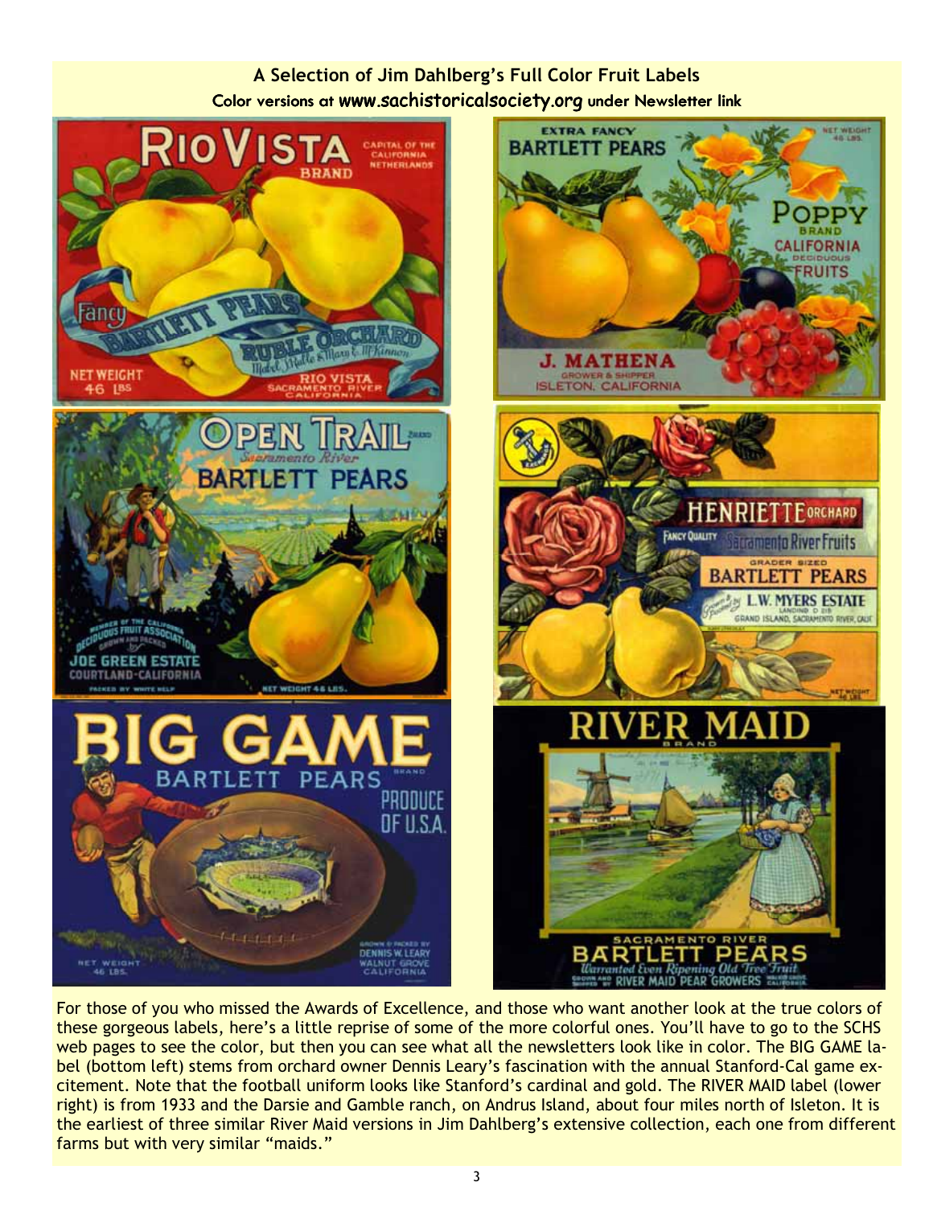**A Selection of Jim Dahlberg's Full Color Fruit Labels**

**Color versions at www.sachistoricalsociety.org under Newsletter link**

For those of you who missed the Awards of Excellence, and those who want another look at the true colors of these gorgeous labels, here's a little reprise of some of the more colorful ones. You'll have to go to the SCHS web pages to see the color, but then you can see what all the newsletters look like in color. The BIG GAME label (bottom left) stems from orchard owner Dennis Leary's fascination with the annual Stanford-Cal game excitement. Note that the football uniform looks like Stanford's cardinal and gold. The RIVER MAID label (lower right) is from 1933 and the Darsie and Gamble ranch, on Andrus Island, about four miles north of Isleton. It is the earliest of three similar River Maid versions in Jim Dahlberg's extensive collection, each one from different farms but with very similar "maids."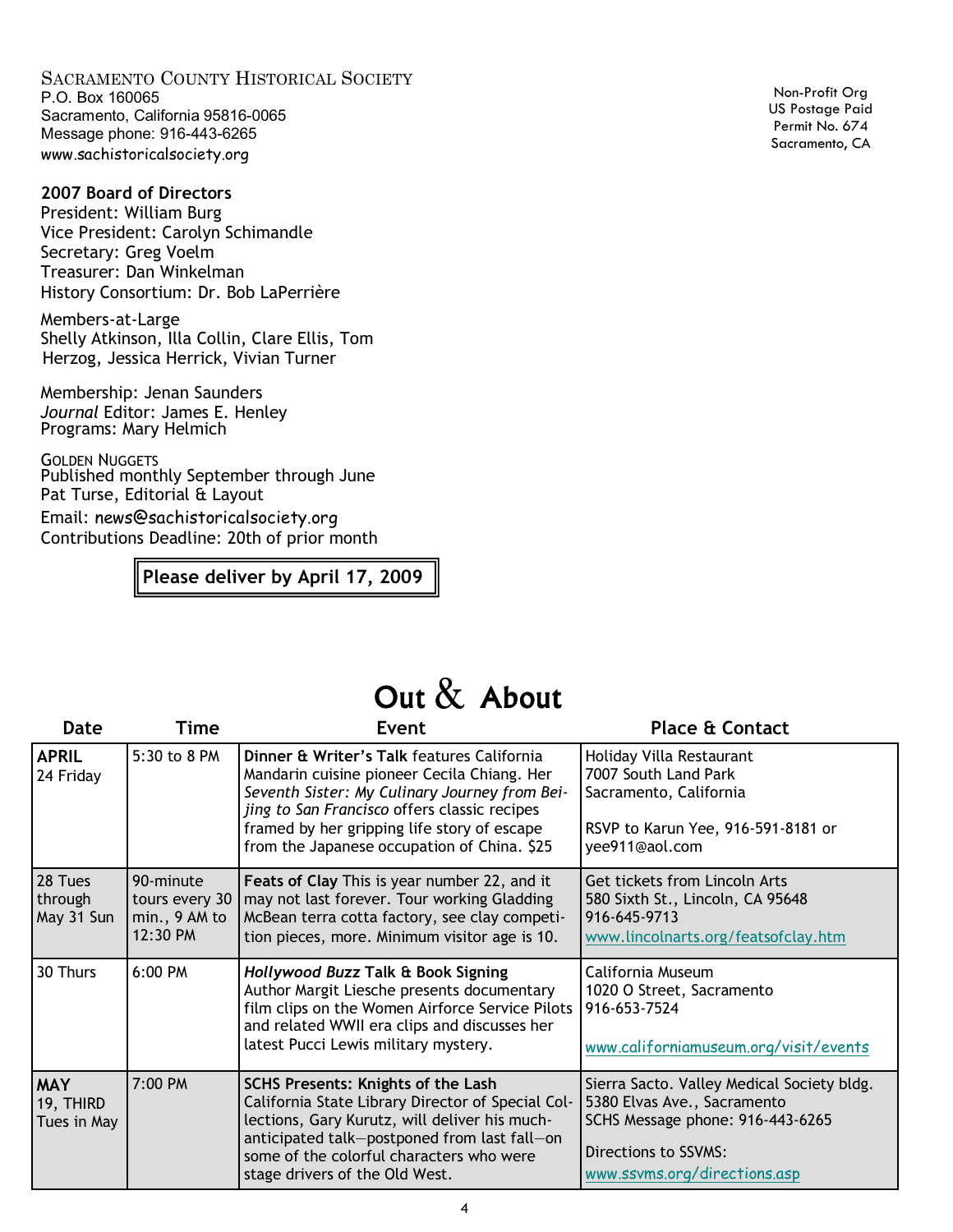SACRAMENTO COUNTY HISTORICAL SOCIETY
P.O. Box 160065
Sacramento, California 95816-0065
Message phone: 916-443-6265
www.sachistoricalsociety.org

Non-Profit Org
US Postage Paid
Permit No. 674
Sacramento, CA

**2007 Board of Directors**
President: William Burg
Vice President: Carolyn Schimandle
Secretary: Greg Voelm
Treasurer: Dan Winkelman
History Consortium: Dr. Bob LaPerrière

Members-at-Large
Shelly Atkinson, Illa Collin, Clare Ellis, Tom Herzog, Jessica Herrick, Vivian Turner

Membership: Jenan Saunders
*Journal* Editor: James E. Henley
Programs: Mary Helmich

GOLDEN NUGGETS
Published monthly September through June
Pat Turse, Editorial & Layout
Email: news@sachistoricalsociety.org
Contributions Deadline: 20th of prior month

**Please deliver by April 17, 2009**

# Out & About

| Date | Time | Event | Place & Contact |
|---|---|---|---|
| **APRIL** 24 Friday | 5:30 to 8 PM | **Dinner & Writer's Talk** features California Mandarin cuisine pioneer Cecila Chiang. Her *Seventh Sister: My Culinary Journey from Beijing to San Francisco* offers classic recipes framed by her gripping life story of escape from the Japanese occupation of China. $25 | Holiday Villa Restaurant<br>7007 South Land Park<br>Sacramento, California<br><br>RSVP to Karun Yee, 916-591-8181 or yee911@aol.com |
| 28 Tues through May 31 Sun | 90-minute tours every 30 min., 9 AM to 12:30 PM | **Feats of Clay** This is year number 22, and it may not last forever. Tour working Gladding McBean terra cotta factory, see clay competition pieces, more. Minimum visitor age is 10. | Get tickets from Lincoln Arts<br>580 Sixth St., Lincoln, CA 95648<br>916-645-9713<br>www.lincolnarts.org/featsofclay.htm |
| 30 Thurs | 6:00 PM | ***Hollywood Buzz* Talk & Book Signing** Author Margit Liesche presents documentary film clips on the Women Airforce Service Pilots and related WWII era clips and discusses her latest Pucci Lewis military mystery. | California Museum<br>1020 O Street, Sacramento<br>916-653-7524<br><br>www.californiamuseum.org/visit/events |
| **MAY** 19, THIRD Tues in May | 7:00 PM | **SCHS Presents: Knights of the Lash** California State Library Director of Special Collections, Gary Kurutz, will deliver his much-anticipated talk—postponed from last fall—on some of the colorful characters who were stage drivers of the Old West. | Sierra Sacto. Valley Medical Society bldg.<br>5380 Elvas Ave., Sacramento<br>SCHS Message phone: 916-443-6265<br><br>Directions to SSVMS:<br>www.ssvms.org/directions.asp |